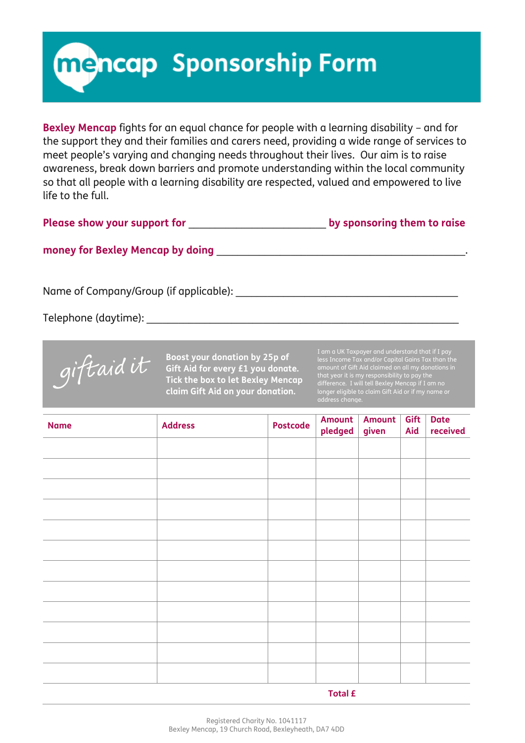# mencap Sponsorship Form

**Bexley Mencap** fights for an equal chance for people with a learning disability – and for the support they and their families and carers need, providing a wide range of services to meet people's varying and changing needs throughout their lives. Our aim is to raise awareness, break down barriers and promote understanding within the local community so that all people with a learning disability are respected, valued and empowered to live life to the full.

**Please show your support for ________________________ by sponsoring them to raise money for Bexley Mencap by doing ________________________________________.**

Name of Company/Group (if applicable): ________________________________________

Telephone (daytime): ________________________________________________________

*giftaid it*

**Boost your donation by 25p of Gift Aid for every £1 you donate. Tick the box to let Bexley Mencap claim Gift Aid on your donation.**

I am a UK Taxpayer and understand that if I pay less Income Tax and/or Capital Gains Tax than the amount of Gift Aid claimed on all my donations in that year it is my responsibility to pay the difference. I will tell Bexley Mencap if I am no longer eligible to claim Gift Aid or if my name or address change.

| Name | Address | Postcode | Amount pledged | Amount given | Gift Aid | Date received |
|---|---|---|---|---|---|---|
| | | | | | | |
| | | | | | | |
| | | | | | | |
| | | | | | | |
| | | | | | | |
| | | | | | | |
| | | | | | | |
| | | | | | | |
| | | | | | | |
| | | | | | | |
| | | | | | | |
| | | | | | | |
| | | | **Total £** | | | |

Registered Charity No. 1041117
Bexley Mencap, 19 Church Road, Bexleyheath, DA7 4DD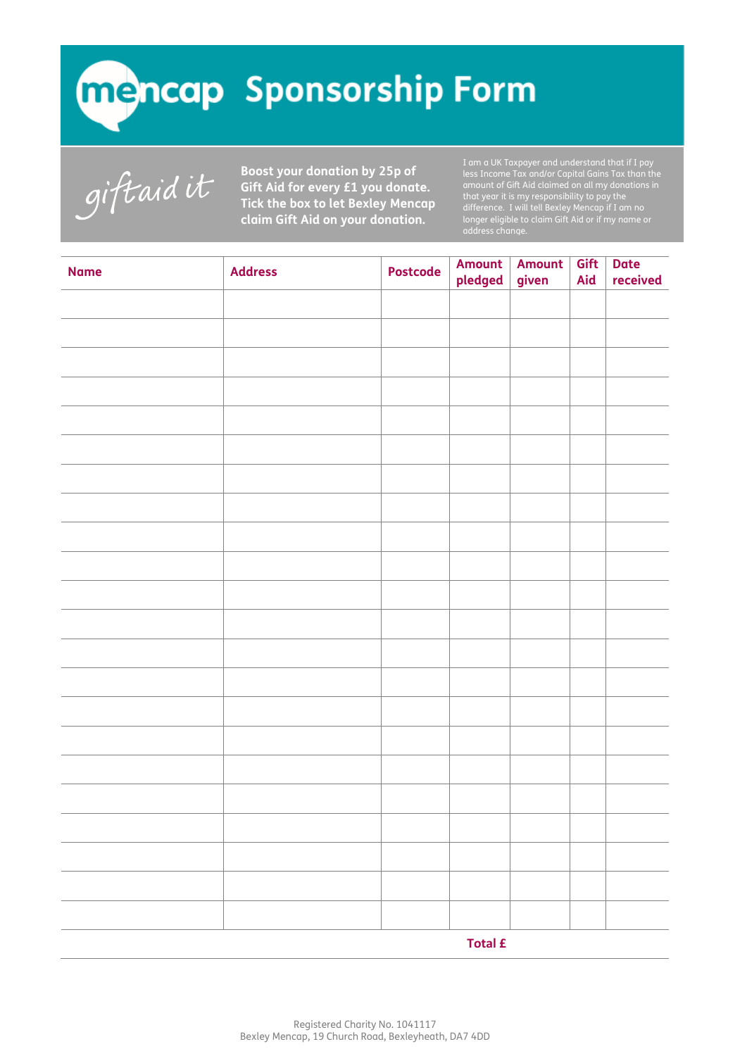# mencap Sponsorship Form

*giftaid it*

**Boost your donation by 25p of Gift Aid for every £1 you donate. Tick the box to let Bexley Mencap claim Gift Aid on your donation.**

I am a UK Taxpayer and understand that if I pay less Income Tax and/or Capital Gains Tax than the amount of Gift Aid claimed on all my donations in that year it is my responsibility to pay the difference. I will tell Bexley Mencap if I am no longer eligible to claim Gift Aid or if my name or address change.

| Name | Address | Postcode | Amount pledged | Amount given | Gift Aid | Date received |
|---|---|---|---|---|---|---|
| | | | | | | |
| | | | | | | |
| | | | | | | |
| | | | | | | |
| | | | | | | |
| | | | | | | |
| | | | | | | |
| | | | | | | |
| | | | | | | |
| | | | | | | |
| | | | | | | |
| | | | | | | |
| | | | | | | |
| | | | | | | |
| | | | | | | |
| | | | | | | |
| | | | | | | |
| | | | | | | |
| | | | | | | |
| | | | | | | |
| | | | | | | |
| | | | | | | |
| | | | Total £ | | | |

Registered Charity No. 1041117
Bexley Mencap, 19 Church Road, Bexleyheath, DA7 4DD